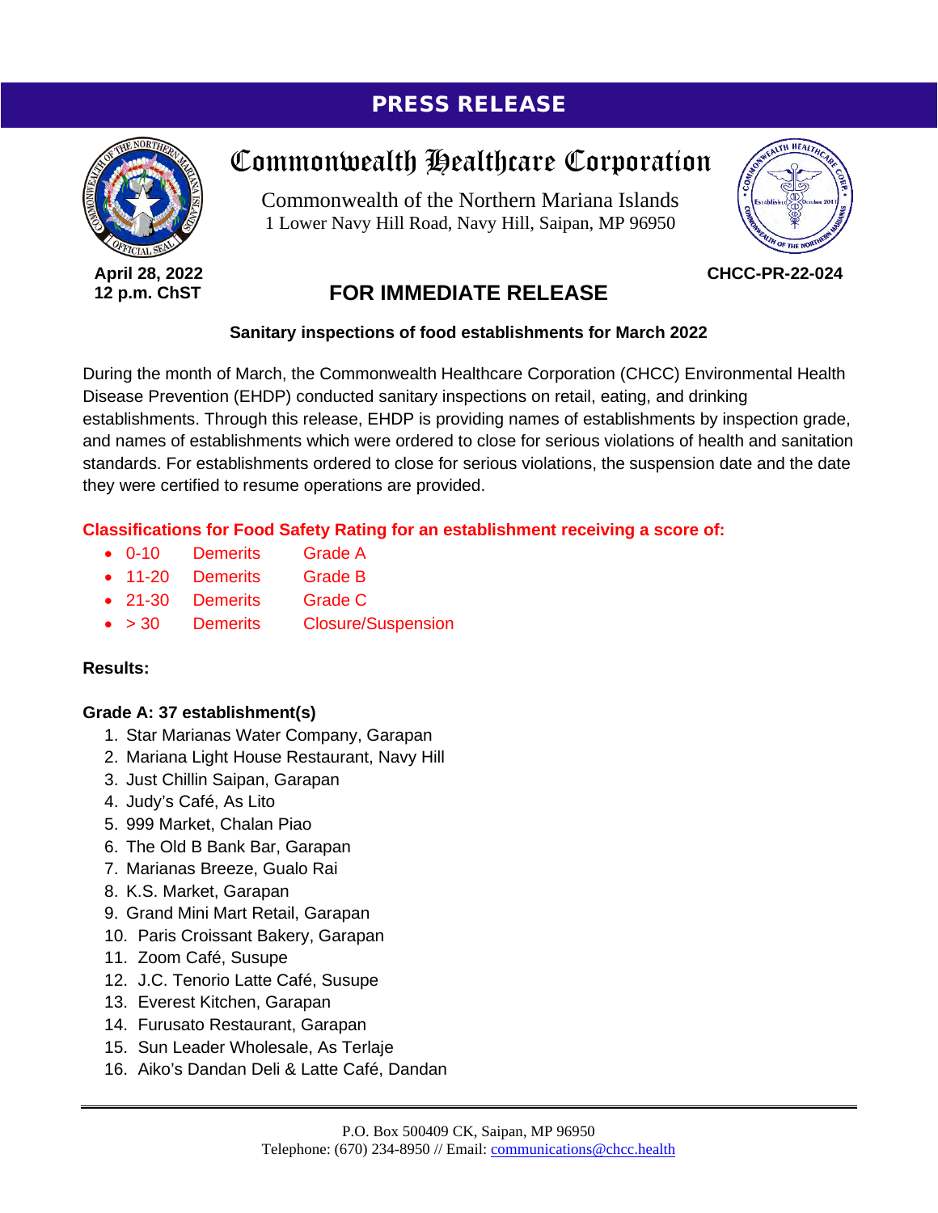**PRESS RELEASE**

# Commonwealth Healthcare Corporation

Commonwealth of the Northern Mariana Islands
1 Lower Navy Hill Road, Navy Hill, Saipan, MP 96950

**April 28, 2022**
**12 p.m. ChST**

**CHCC-PR-22-024**

## FOR IMMEDIATE RELEASE

**Sanitary inspections of food establishments for March 2022**

During the month of March, the Commonwealth Healthcare Corporation (CHCC) Environmental Health Disease Prevention (EHDP) conducted sanitary inspections on retail, eating, and drinking establishments. Through this release, EHDP is providing names of establishments by inspection grade, and names of establishments which were ordered to close for serious violations of health and sanitation standards. For establishments ordered to close for serious violations, the suspension date and the date they were certified to resume operations are provided.

**Classifications for Food Safety Rating for an establishment receiving a score of:**

- 0-10 Demerits Grade A
- 11-20 Demerits Grade B
- 21-30 Demerits Grade C
- > 30 Demerits Closure/Suspension

**Results:**

**Grade A: 37 establishment(s)**

1. Star Marianas Water Company, Garapan
2. Mariana Light House Restaurant, Navy Hill
3. Just Chillin Saipan, Garapan
4. Judy's Café, As Lito
5. 999 Market, Chalan Piao
6. The Old B Bank Bar, Garapan
7. Marianas Breeze, Gualo Rai
8. K.S. Market, Garapan
9. Grand Mini Mart Retail, Garapan
10. Paris Croissant Bakery, Garapan
11. Zoom Café, Susupe
12. J.C. Tenorio Latte Café, Susupe
13. Everest Kitchen, Garapan
14. Furusato Restaurant, Garapan
15. Sun Leader Wholesale, As Terlaje
16. Aiko's Dandan Deli & Latte Café, Dandan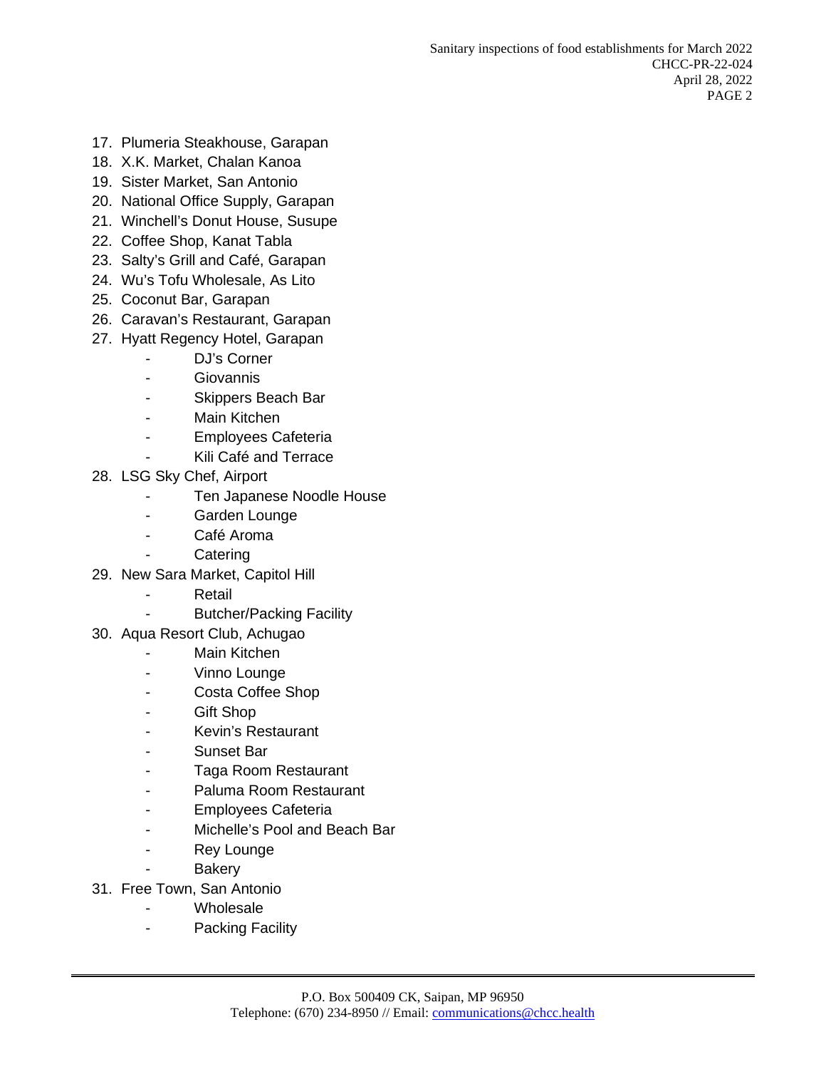17. Plumeria Steakhouse, Garapan
18. X.K. Market, Chalan Kanoa
19. Sister Market, San Antonio
20. National Office Supply, Garapan
21. Winchell's Donut House, Susupe
22. Coffee Shop, Kanat Tabla
23. Salty's Grill and Café, Garapan
24. Wu's Tofu Wholesale, As Lito
25. Coconut Bar, Garapan
26. Caravan's Restaurant, Garapan
27. Hyatt Regency Hotel, Garapan
    - DJ's Corner
    - Giovannis
    - Skippers Beach Bar
    - Main Kitchen
    - Employees Cafeteria
    - Kili Café and Terrace
28. LSG Sky Chef, Airport
    - Ten Japanese Noodle House
    - Garden Lounge
    - Café Aroma
    - Catering
29. New Sara Market, Capitol Hill
    - Retail
    - Butcher/Packing Facility
30. Aqua Resort Club, Achugao
    - Main Kitchen
    - Vinno Lounge
    - Costa Coffee Shop
    - Gift Shop
    - Kevin's Restaurant
    - Sunset Bar
    - Taga Room Restaurant
    - Paluma Room Restaurant
    - Employees Cafeteria
    - Michelle's Pool and Beach Bar
    - Rey Lounge
    - Bakery
31. Free Town, San Antonio
    - Wholesale
    - Packing Facility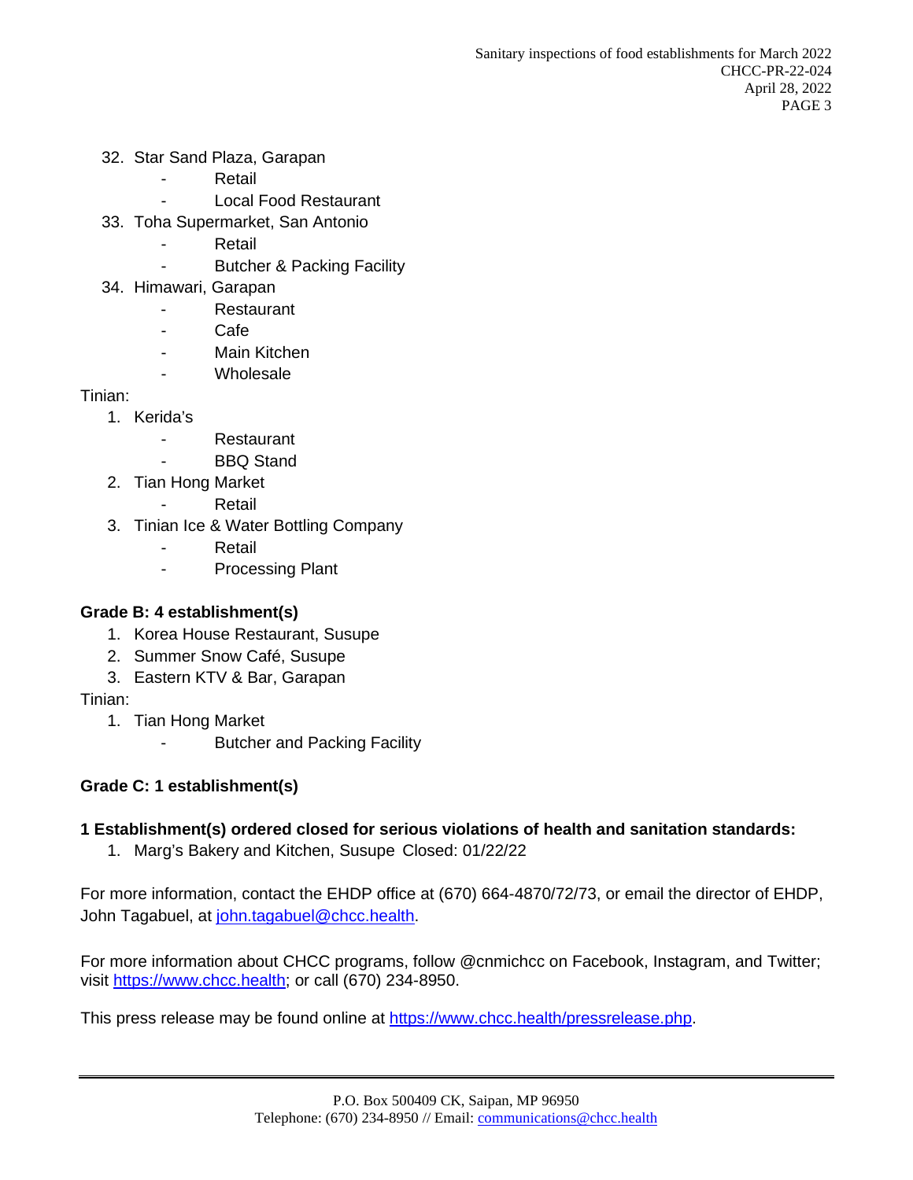32. Star Sand Plaza, Garapan
    - Retail
    - Local Food Restaurant
33. Toha Supermarket, San Antonio
    - Retail
    - Butcher & Packing Facility
34. Himawari, Garapan
    - Restaurant
    - Cafe
    - Main Kitchen
    - Wholesale

Tinian:

1. Kerida's
    - Restaurant
    - BBQ Stand
2. Tian Hong Market
    - Retail
3. Tinian Ice & Water Bottling Company
    - Retail
    - Processing Plant

**Grade B: 4 establishment(s)**

1. Korea House Restaurant, Susupe
2. Summer Snow Café, Susupe
3. Eastern KTV & Bar, Garapan

Tinian:

1. Tian Hong Market
    - Butcher and Packing Facility

**Grade C: 1 establishment(s)**

**1 Establishment(s) ordered closed for serious violations of health and sanitation standards:**

1. Marg's Bakery and Kitchen, Susupe Closed: 01/22/22

For more information, contact the EHDP office at (670) 664-4870/72/73, or email the director of EHDP, John Tagabuel, at john.tagabuel@chcc.health.

For more information about CHCC programs, follow @cnmichcc on Facebook, Instagram, and Twitter; visit https://www.chcc.health; or call (670) 234-8950.

This press release may be found online at https://www.chcc.health/pressrelease.php.

P.O. Box 500409 CK, Saipan, MP 96950
Telephone: (670) 234-8950 // Email: communications@chcc.health